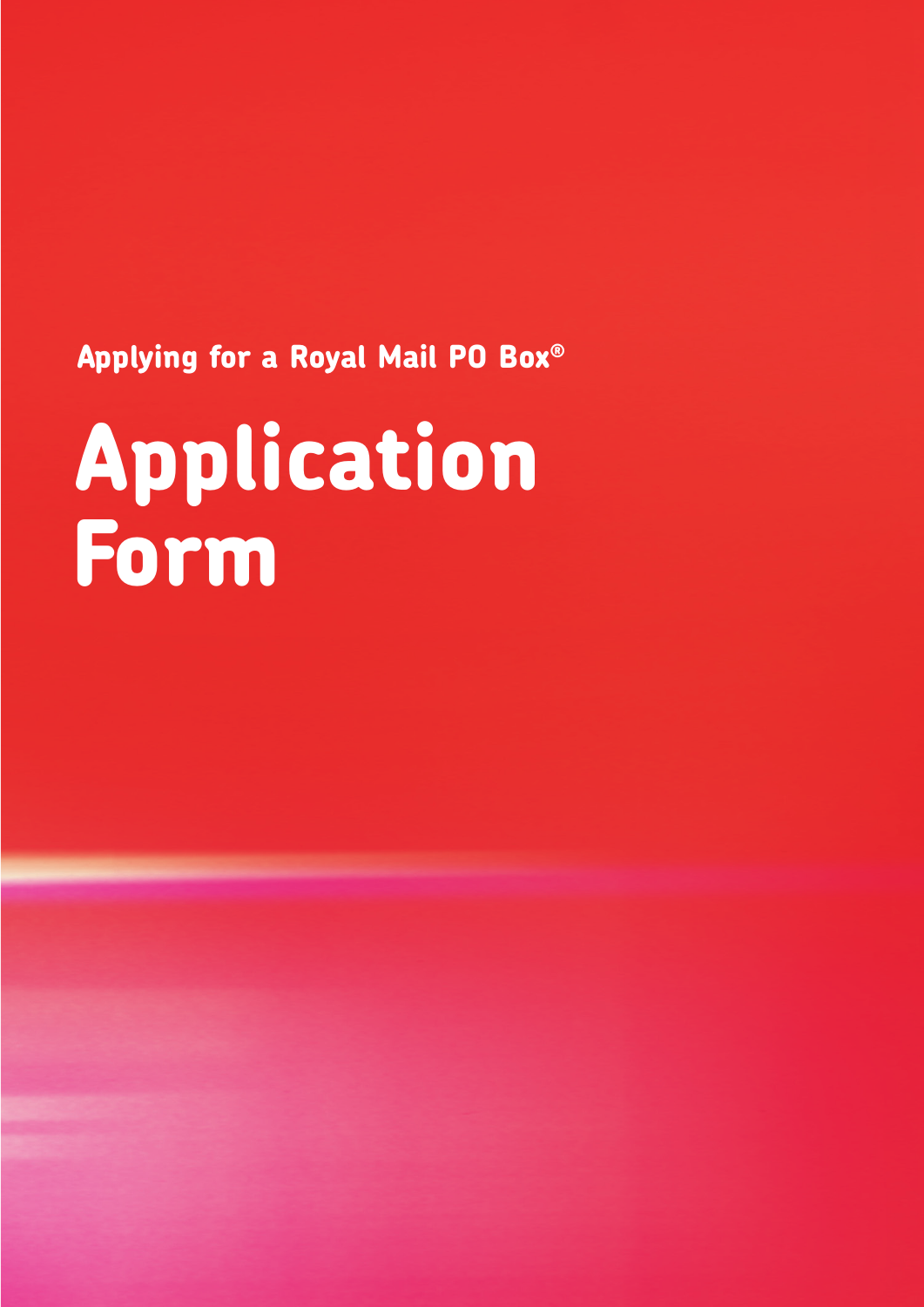Applying for a Royal Mail PO Box®

# Application Form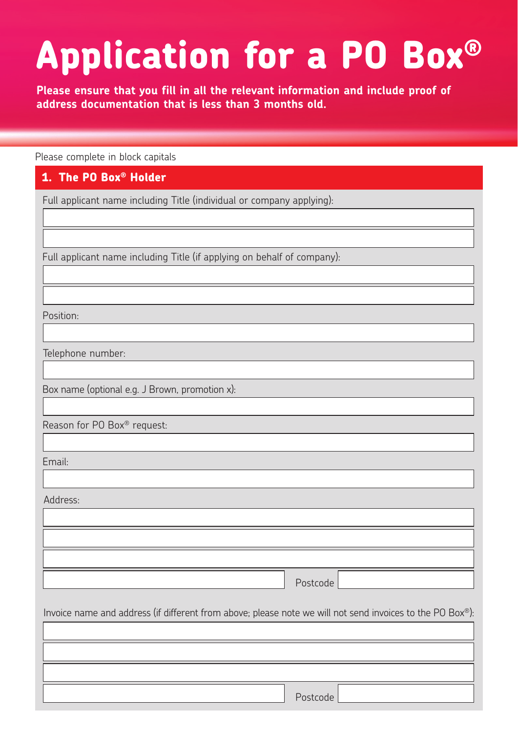# Application for a PO Box®

**Please ensure that you fill in all the relevant information and include proof of address documentation that is less than 3 months old.**

Please complete in block capitals

## 1. The PO Box® Holder

Full applicant name including Title (individual or company applying):

Full applicant name including Title (if applying on behalf of company):

Position:

Telephone number:

Box name (optional e.g. J Brown, promotion x):

Reason for PO Box® request:

Email:

Address:

Postcode

Invoice name and address (if different from above; please note we will not send invoices to the PO Box®):

Postcode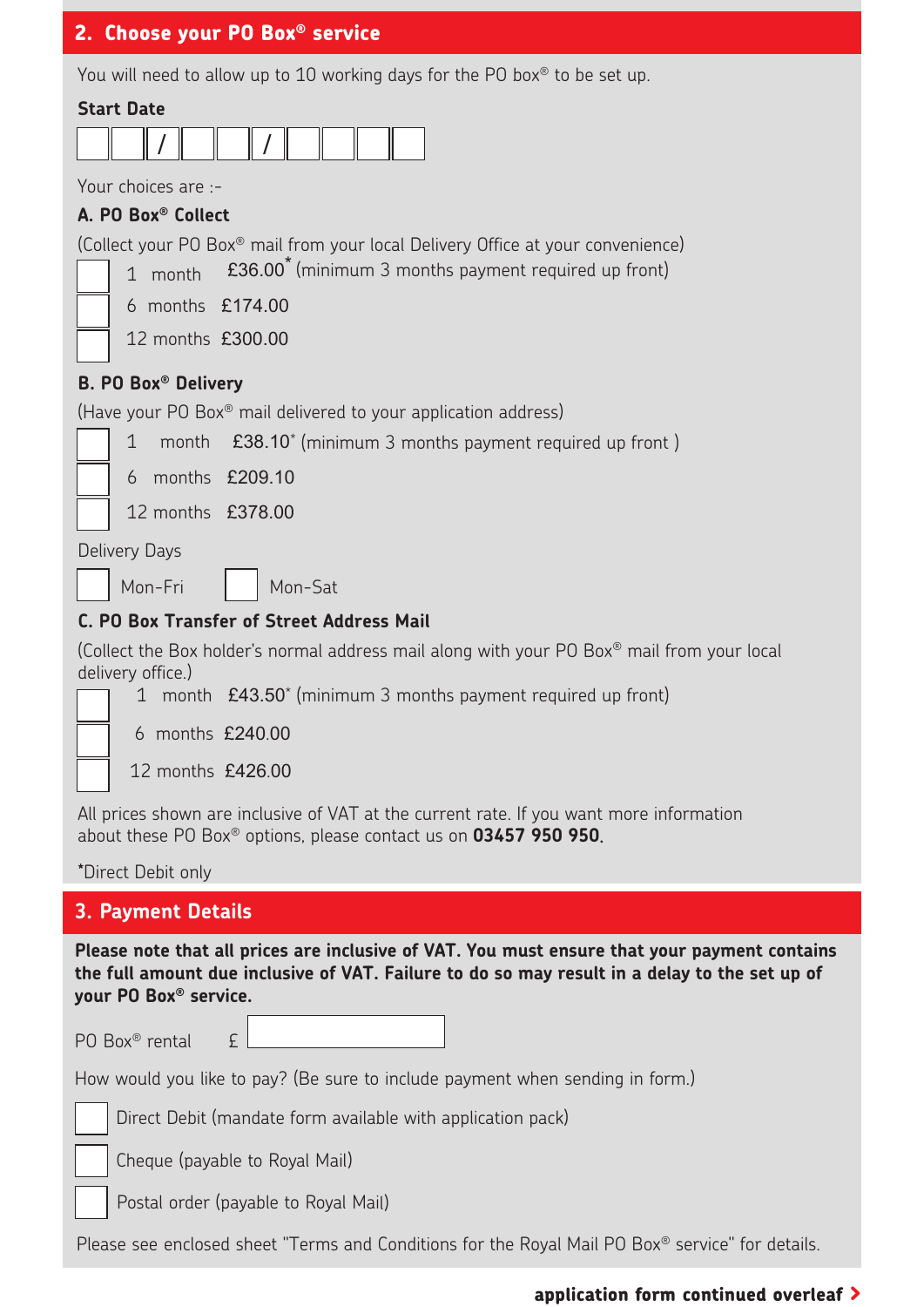## 2. Choose your PO Box® service

You will need to allow up to 10 working days for the PO box® to be set up.

**Start Date**

☐☐ / ☐☐ / ☐☐☐☐

Your choices are :-

**A. PO Box® Collect**

(Collect your PO Box® mail from your local Delivery Office at your convenience)

- ☐ 1 month £36.00* (minimum 3 months payment required up front)
- ☐ 6 months £174.00
- ☐ 12 months £300.00

**B. PO Box® Delivery**

(Have your PO Box® mail delivered to your application address)

- ☐ 1 month £38.10* (minimum 3 months payment required up front )
- ☐ 6 months £209.10
- ☐ 12 months £378.00

Delivery Days

☐ Mon-Fri ☐ Mon-Sat

**C. PO Box Transfer of Street Address Mail**

(Collect the Box holder's normal address mail along with your PO Box® mail from your local delivery office.)

- ☐ 1 month £43.50* (minimum 3 months payment required up front)
- ☐ 6 months £240.00
- ☐ 12 months £426.00

All prices shown are inclusive of VAT at the current rate. If you want more information about these PO Box® options, please contact us on **03457 950 950**.

*Direct Debit only

## 3. Payment Details

**Please note that all prices are inclusive of VAT. You must ensure that your payment contains the full amount due inclusive of VAT. Failure to do so may result in a delay to the set up of your PO Box® service.**

PO Box® rental £ ____________

How would you like to pay? (Be sure to include payment when sending in form.)

- ☐ Direct Debit (mandate form available with application pack)
- ☐ Cheque (payable to Royal Mail)
- ☐ Postal order (payable to Royal Mail)

Please see enclosed sheet "Terms and Conditions for the Royal Mail PO Box® service" for details.

**application form continued overleaf >**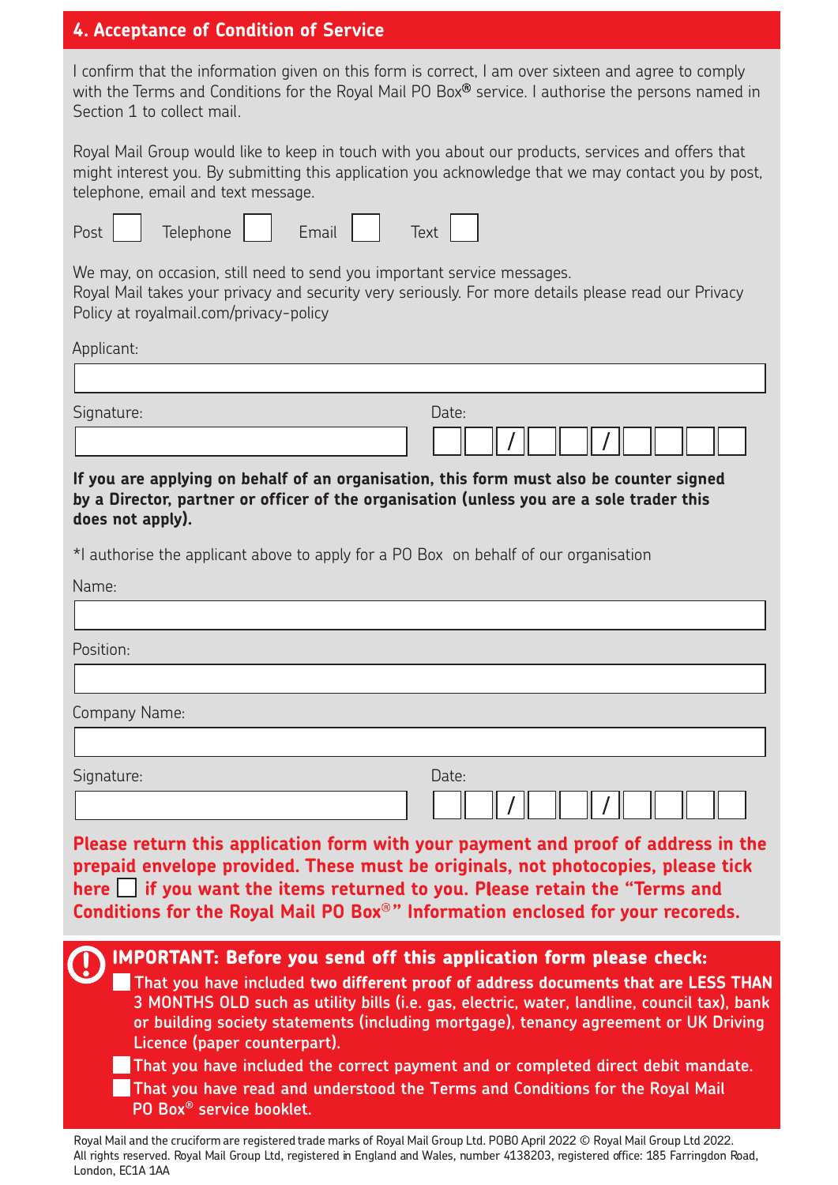## 4. Acceptance of Condition of Service

I confirm that the information given on this form is correct, I am over sixteen and agree to comply with the Terms and Conditions for the Royal Mail PO Box® service. I authorise the persons named in Section 1 to collect mail.

Royal Mail Group would like to keep in touch with you about our products, services and offers that might interest you. By submitting this application you acknowledge that we may contact you by post, telephone, email and text message.

Post ☐ Telephone ☐ Email ☐ Text ☐

We may, on occasion, still need to send you important service messages.
Royal Mail takes your privacy and security very seriously. For more details please read our Privacy Policy at royalmail.com/privacy-policy

Applicant:

Signature:

Date: \_\_ \_\_ / \_\_ \_\_ / \_\_ \_\_ \_\_ \_\_

**If you are applying on behalf of an organisation, this form must also be counter signed by a Director, partner or officer of the organisation (unless you are a sole trader this does not apply).**

*I authorise the applicant above to apply for a PO Box on behalf of our organisation

Name:

Position:

Company Name:

Signature:

Date: \_\_ \_\_ / \_\_ \_\_ / \_\_ \_\_ \_\_ \_\_

**Please return this application form with your payment and proof of address in the prepaid envelope provided. These must be originals, not photocopies, please tick here ☐ if you want the items returned to you. Please retain the "Terms and Conditions for the Royal Mail PO Box®" Information enclosed for your recoreds.**

### IMPORTANT: Before you send off this application form please check:

- ☐ That you have included **two different proof of address documents that are LESS THAN 3 MONTHS OLD** such as utility bills (i.e. gas, electric, water, landline, council tax), bank or building society statements (including mortgage), tenancy agreement or UK Driving Licence (paper counterpart).
- ☐ That you have included the correct payment and or completed direct debit mandate.
- ☐ That you have read and understood the Terms and Conditions for the Royal Mail PO Box® service booklet.

Royal Mail and the cruciform are registered trade marks of Royal Mail Group Ltd. POBO April 2022 © Royal Mail Group Ltd 2022. All rights reserved. Royal Mail Group Ltd, registered in England and Wales, number 4138203, registered office: 185 Farringdon Road, London, EC1A 1AA